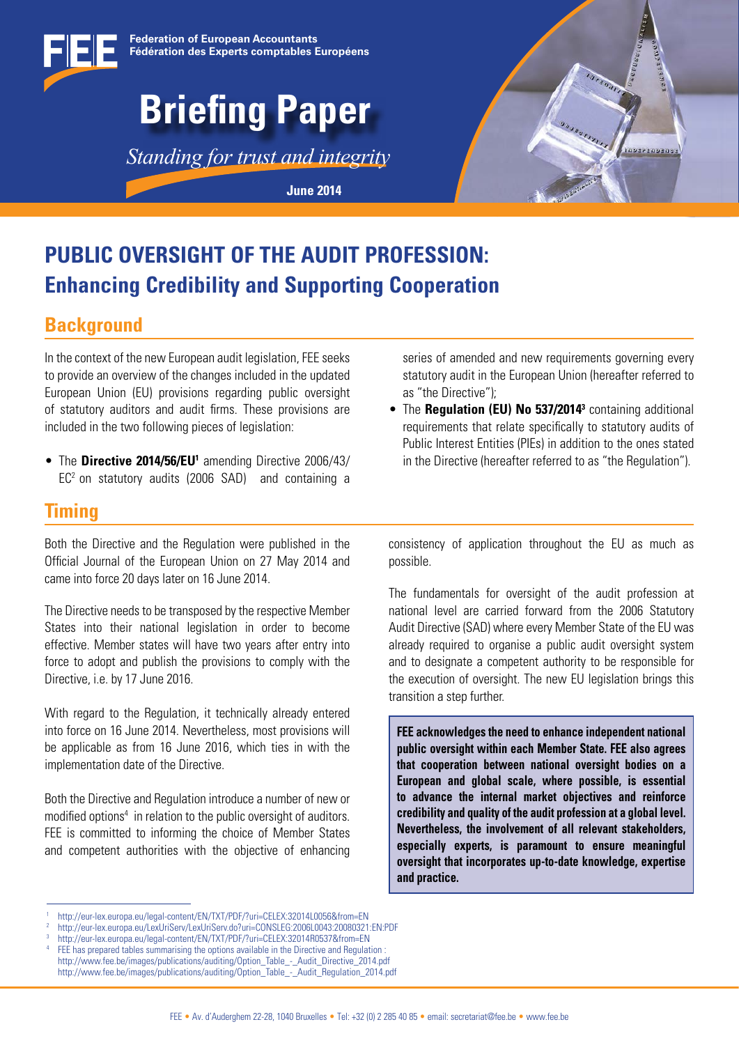Federation of European Accountants
Fédération des Experts comptables Européens

# Briefing Paper

*Standing for trust and integrity*

June 2014

# PUBLIC OVERSIGHT OF THE AUDIT PROFESSION: Enhancing Credibility and Supporting Cooperation

## Background

In the context of the new European audit legislation, FEE seeks to provide an overview of the changes included in the updated European Union (EU) provisions regarding public oversight of statutory auditors and audit firms. These provisions are included in the two following pieces of legislation:

- The **Directive 2014/56/EU**[1] amending Directive 2006/43/EC[2] on statutory audits (2006 SAD) and containing a series of amended and new requirements governing every statutory audit in the European Union (hereafter referred to as "the Directive");
- The **Regulation (EU) No 537/2014**[3] containing additional requirements that relate specifically to statutory audits of Public Interest Entities (PIEs) in addition to the ones stated in the Directive (hereafter referred to as "the Regulation").

## Timing

Both the Directive and the Regulation were published in the Official Journal of the European Union on 27 May 2014 and came into force 20 days later on 16 June 2014.

The Directive needs to be transposed by the respective Member States into their national legislation in order to become effective. Member states will have two years after entry into force to adopt and publish the provisions to comply with the Directive, i.e. by 17 June 2016.

With regard to the Regulation, it technically already entered into force on 16 June 2014. Nevertheless, most provisions will be applicable as from 16 June 2016, which ties in with the implementation date of the Directive.

Both the Directive and Regulation introduce a number of new or modified options[4] in relation to the public oversight of auditors. FEE is committed to informing the choice of Member States and competent authorities with the objective of enhancing consistency of application throughout the EU as much as possible.

The fundamentals for oversight of the audit profession at national level are carried forward from the 2006 Statutory Audit Directive (SAD) where every Member State of the EU was already required to organise a public audit oversight system and to designate a competent authority to be responsible for the execution of oversight. The new EU legislation brings this transition a step further.

**FEE acknowledges the need to enhance independent national public oversight within each Member State. FEE also agrees that cooperation between national oversight bodies on a European and global scale, where possible, is essential to advance the internal market objectives and reinforce credibility and quality of the audit profession at a global level. Nevertheless, the involvement of all relevant stakeholders, especially experts, is paramount to ensure meaningful oversight that incorporates up-to-date knowledge, expertise and practice.**

---

[1] http://eur-lex.europa.eu/legal-content/EN/TXT/PDF/?uri=CELEX:32014L0056&from=EN
[2] http://eur-lex.europa.eu/LexUriServ/LexUriServ.do?uri=CONSLEG:2006L0043:20080321:EN:PDF
[3] http://eur-lex.europa.eu/legal-content/EN/TXT/PDF/?uri=CELEX:32014R0537&from=EN
[4] FEE has prepared tables summarising the options available in the Directive and Regulation :
http://www.fee.be/images/publications/auditing/Option_Table_-_Audit_Directive_2014.pdf
http://www.fee.be/images/publications/auditing/Option_Table_-_Audit_Regulation_2014.pdf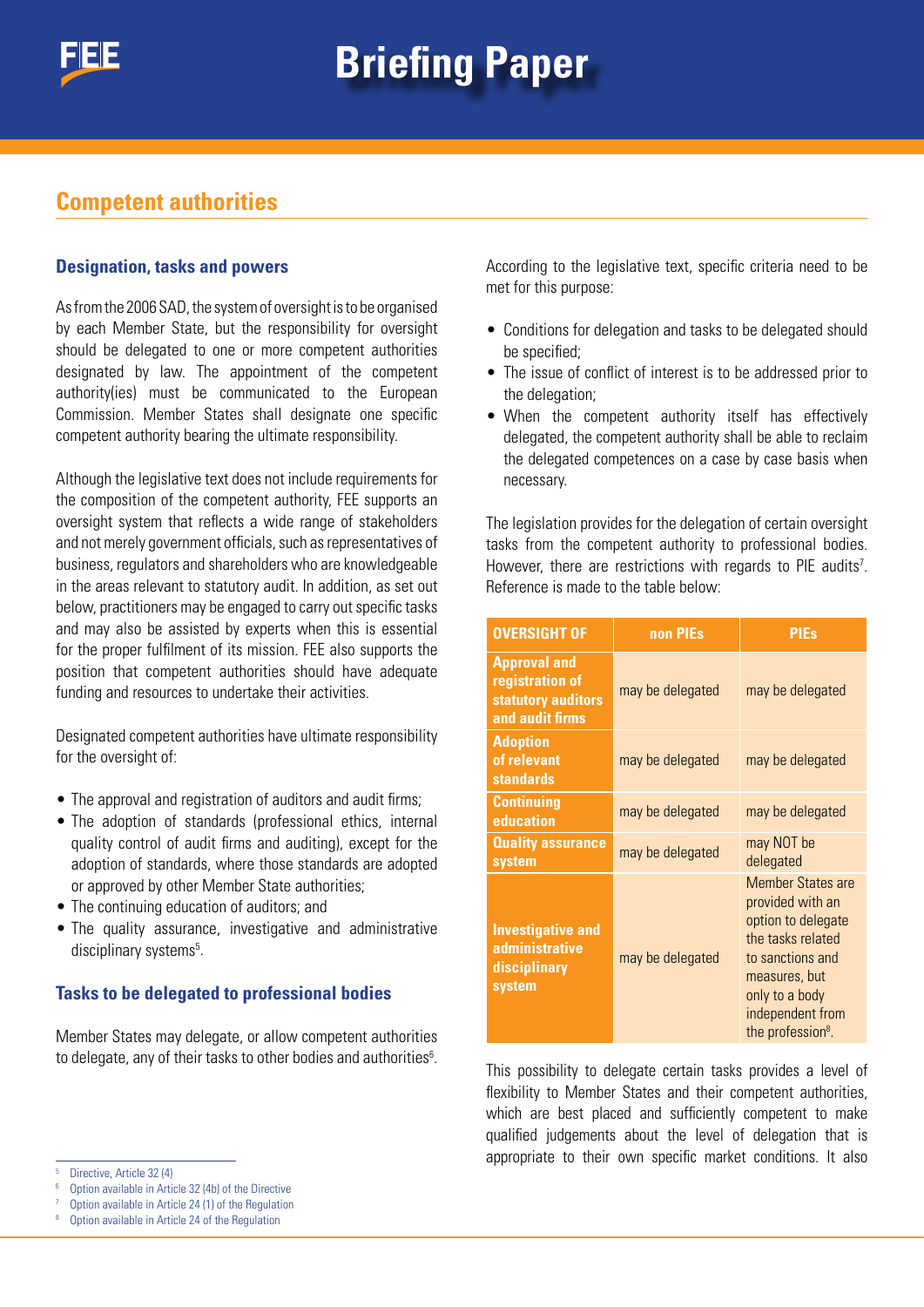## Competent authorities

### Designation, tasks and powers

As from the 2006 SAD, the system of oversight is to be organised by each Member State, but the responsibility for oversight should be delegated to one or more competent authorities designated by law. The appointment of the competent authority(ies) must be communicated to the European Commission. Member States shall designate one specific competent authority bearing the ultimate responsibility.

Although the legislative text does not include requirements for the composition of the competent authority, FEE supports an oversight system that reflects a wide range of stakeholders and not merely government officials, such as representatives of business, regulators and shareholders who are knowledgeable in the areas relevant to statutory audit. In addition, as set out below, practitioners may be engaged to carry out specific tasks and may also be assisted by experts when this is essential for the proper fulfilment of its mission. FEE also supports the position that competent authorities should have adequate funding and resources to undertake their activities.

Designated competent authorities have ultimate responsibility for the oversight of:

- The approval and registration of auditors and audit firms;
- The adoption of standards (professional ethics, internal quality control of audit firms and auditing), except for the adoption of standards, where those standards are adopted or approved by other Member State authorities;
- The continuing education of auditors; and
- The quality assurance, investigative and administrative disciplinary systems[5].

### Tasks to be delegated to professional bodies

Member States may delegate, or allow competent authorities to delegate, any of their tasks to other bodies and authorities[6].

According to the legislative text, specific criteria need to be met for this purpose:

- Conditions for delegation and tasks to be delegated should be specified;
- The issue of conflict of interest is to be addressed prior to the delegation;
- When the competent authority itself has effectively delegated, the competent authority shall be able to reclaim the delegated competences on a case by case basis when necessary.

The legislation provides for the delegation of certain oversight tasks from the competent authority to professional bodies. However, there are restrictions with regards to PIE audits[7]. Reference is made to the table below:

| OVERSIGHT OF | non PIEs | PIEs |
|---|---|---|
| Approval and registration of statutory auditors and audit firms | may be delegated | may be delegated |
| Adoption of relevant standards | may be delegated | may be delegated |
| Continuing education | may be delegated | may be delegated |
| Quality assurance system | may be delegated | may NOT be delegated |
| Investigative and administrative disciplinary system | may be delegated | Member States are provided with an option to delegate the tasks related to sanctions and measures, but only to a body independent from the profession[8]. |

This possibility to delegate certain tasks provides a level of flexibility to Member States and their competent authorities, which are best placed and sufficiently competent to make qualified judgements about the level of delegation that is appropriate to their own specific market conditions. It also

---

[5] Directive, Article 32 (4)
[6] Option available in Article 32 (4b) of the Directive
[7] Option available in Article 24 (1) of the Regulation
[8] Option available in Article 24 of the Regulation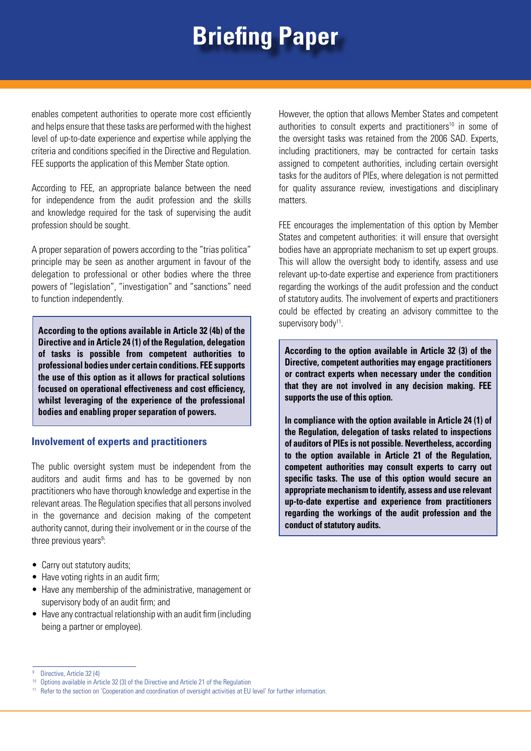enables competent authorities to operate more cost efficiently and helps ensure that these tasks are performed with the highest level of up-to-date experience and expertise while applying the criteria and conditions specified in the Directive and Regulation. FEE supports the application of this Member State option.

According to FEE, an appropriate balance between the need for independence from the audit profession and the skills and knowledge required for the task of supervising the audit profession should be sought.

A proper separation of powers according to the "trias politica" principle may be seen as another argument in favour of the delegation to professional or other bodies where the three powers of "legislation", "investigation" and "sanctions" need to function independently.

**According to the options available in Article 32 (4b) of the Directive and in Article 24 (1) of the Regulation, delegation of tasks is possible from competent authorities to professional bodies under certain conditions. FEE supports the use of this option as it allows for practical solutions focused on operational effectiveness and cost efficiency, whilst leveraging of the experience of the professional bodies and enabling proper separation of powers.**

### Involvement of experts and practitioners

The public oversight system must be independent from the auditors and audit firms and has to be governed by non practitioners who have thorough knowledge and expertise in the relevant areas. The Regulation specifies that all persons involved in the governance and decision making of the competent authority cannot, during their involvement or in the course of the three previous years[9]:

- Carry out statutory audits;
- Have voting rights in an audit firm;
- Have any membership of the administrative, management or supervisory body of an audit firm; and
- Have any contractual relationship with an audit firm (including being a partner or employee).

However, the option that allows Member States and competent authorities to consult experts and practitioners[10] in some of the oversight tasks was retained from the 2006 SAD. Experts, including practitioners, may be contracted for certain tasks assigned to competent authorities, including certain oversight tasks for the auditors of PIEs, where delegation is not permitted for quality assurance review, investigations and disciplinary matters.

FEE encourages the implementation of this option by Member States and competent authorities: it will ensure that oversight bodies have an appropriate mechanism to set up expert groups. This will allow the oversight body to identify, assess and use relevant up-to-date expertise and experience from practitioners regarding the workings of the audit profession and the conduct of statutory audits. The involvement of experts and practitioners could be effected by creating an advisory committee to the supervisory body[11].

**According to the option available in Article 32 (3) of the Directive, competent authorities may engage practitioners or contract experts when necessary under the condition that they are not involved in any decision making. FEE supports the use of this option.**

**In compliance with the option available in Article 24 (1) of the Regulation, delegation of tasks related to inspections of auditors of PIEs is not possible. Nevertheless, according to the option available in Article 21 of the Regulation, competent authorities may consult experts to carry out specific tasks. The use of this option would secure an appropriate mechanism to identify, assess and use relevant up-to-date expertise and experience from practitioners regarding the workings of the audit profession and the conduct of statutory audits.**

---

[9] Directive, Article 32 (4)

[10] Options available in Article 32 (3) of the Directive and Article 21 of the Regulation

[11] Refer to the section on 'Cooperation and coordination of oversight activities at EU level' for further information.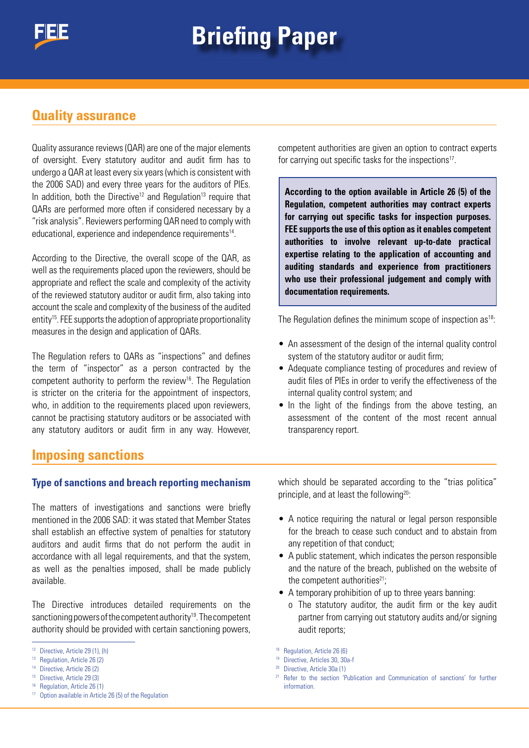## Quality assurance

Quality assurance reviews (QAR) are one of the major elements of oversight. Every statutory auditor and audit firm has to undergo a QAR at least every six years (which is consistent with the 2006 SAD) and every three years for the auditors of PIEs. In addition, both the Directive[12] and Regulation[13] require that QARs are performed more often if considered necessary by a "risk analysis". Reviewers performing QAR need to comply with educational, experience and independence requirements[14].

According to the Directive, the overall scope of the QAR, as well as the requirements placed upon the reviewers, should be appropriate and reflect the scale and complexity of the activity of the reviewed statutory auditor or audit firm, also taking into account the scale and complexity of the business of the audited entity[15]. FEE supports the adoption of appropriate proportionality measures in the design and application of QARs.

The Regulation refers to QARs as "inspections" and defines the term of "inspector" as a person contracted by the competent authority to perform the review[16]. The Regulation is stricter on the criteria for the appointment of inspectors, who, in addition to the requirements placed upon reviewers, cannot be practising statutory auditors or be associated with any statutory auditors or audit firm in any way. However, competent authorities are given an option to contract experts for carrying out specific tasks for the inspections[17].

**According to the option available in Article 26 (5) of the Regulation, competent authorities may contract experts for carrying out specific tasks for inspection purposes. FEE supports the use of this option as it enables competent authorities to involve relevant up-to-date practical expertise relating to the application of accounting and auditing standards and experience from practitioners who use their professional judgement and comply with documentation requirements.**

The Regulation defines the minimum scope of inspection as[18]:

- An assessment of the design of the internal quality control system of the statutory auditor or audit firm;
- Adequate compliance testing of procedures and review of audit files of PIEs in order to verify the effectiveness of the internal quality control system; and
- In the light of the findings from the above testing, an assessment of the content of the most recent annual transparency report.

## Imposing sanctions

### Type of sanctions and breach reporting mechanism

The matters of investigations and sanctions were briefly mentioned in the 2006 SAD: it was stated that Member States shall establish an effective system of penalties for statutory auditors and audit firms that do not perform the audit in accordance with all legal requirements, and that the system, as well as the penalties imposed, shall be made publicly available.

The Directive introduces detailed requirements on the sanctioning powers of the competent authority[19]. The competent authority should be provided with certain sanctioning powers, which should be separated according to the "trias politica" principle, and at least the following[20]:

- A notice requiring the natural or legal person responsible for the breach to cease such conduct and to abstain from any repetition of that conduct;
- A public statement, which indicates the person responsible and the nature of the breach, published on the website of the competent authorities[21];
- A temporary prohibition of up to three years banning:
  - o The statutory auditor, the audit firm or the key audit partner from carrying out statutory audits and/or signing audit reports;

---

[12] Directive, Article 29 (1), (h)
[13] Regulation, Article 26 (2)
[14] Directive, Article 26 (2)
[15] Directive, Article 29 (3)
[16] Regulation, Article 26 (1)
[17] Option available in Article 26 (5) of the Regulation
[18] Regulation, Article 26 (6)
[19] Directive, Articles 30, 30a-f
[20] Directive, Article 30a (1)
[21] Refer to the section 'Publication and Communication of sanctions' for further information.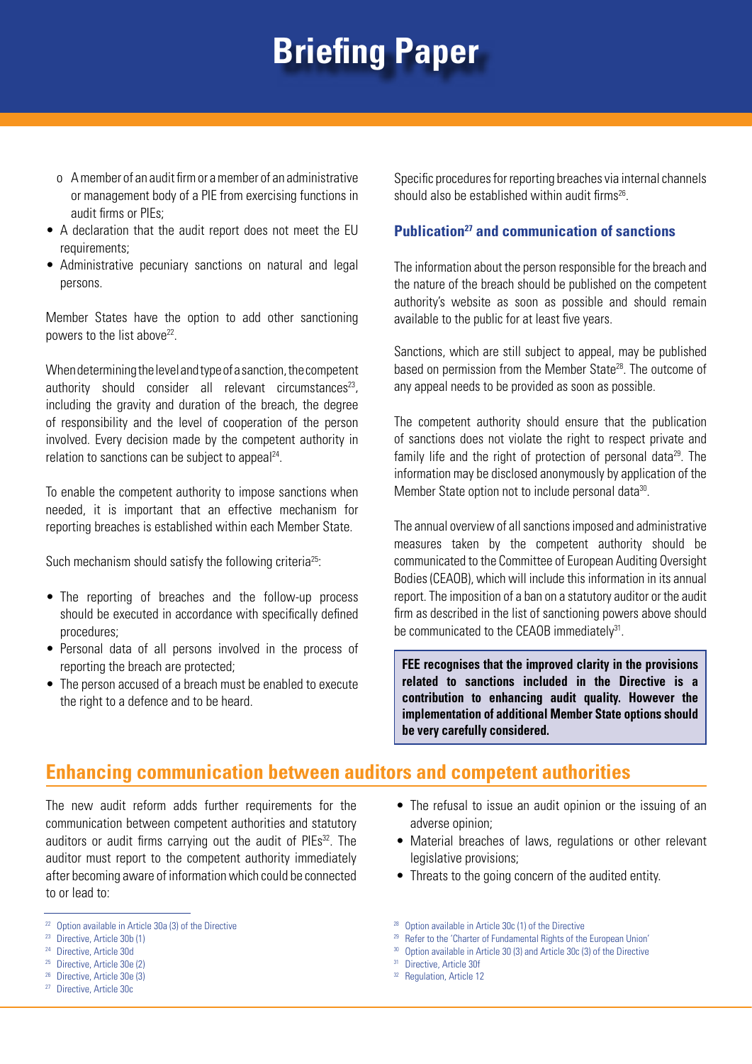- o A member of an audit firm or a member of an administrative or management body of a PIE from exercising functions in audit firms or PIEs;
- A declaration that the audit report does not meet the EU requirements;
- Administrative pecuniary sanctions on natural and legal persons.

Member States have the option to add other sanctioning powers to the list above[22].

When determining the level and type of a sanction, the competent authority should consider all relevant circumstances[23], including the gravity and duration of the breach, the degree of responsibility and the level of cooperation of the person involved. Every decision made by the competent authority in relation to sanctions can be subject to appeal[24].

To enable the competent authority to impose sanctions when needed, it is important that an effective mechanism for reporting breaches is established within each Member State.

Such mechanism should satisfy the following criteria[25]:

- The reporting of breaches and the follow-up process should be executed in accordance with specifically defined procedures;
- Personal data of all persons involved in the process of reporting the breach are protected;
- The person accused of a breach must be enabled to execute the right to a defence and to be heard.

Specific procedures for reporting breaches via internal channels should also be established within audit firms[26].

### Publication[27] and communication of sanctions

The information about the person responsible for the breach and the nature of the breach should be published on the competent authority's website as soon as possible and should remain available to the public for at least five years.

Sanctions, which are still subject to appeal, may be published based on permission from the Member State[28]. The outcome of any appeal needs to be provided as soon as possible.

The competent authority should ensure that the publication of sanctions does not violate the right to respect private and family life and the right of protection of personal data[29]. The information may be disclosed anonymously by application of the Member State option not to include personal data[30].

The annual overview of all sanctions imposed and administrative measures taken by the competent authority should be communicated to the Committee of European Auditing Oversight Bodies (CEAOB), which will include this information in its annual report. The imposition of a ban on a statutory auditor or the audit firm as described in the list of sanctioning powers above should be communicated to the CEAOB immediately[31].

**FEE recognises that the improved clarity in the provisions related to sanctions included in the Directive is a contribution to enhancing audit quality. However the implementation of additional Member State options should be very carefully considered.**

## Enhancing communication between auditors and competent authorities

The new audit reform adds further requirements for the communication between competent authorities and statutory auditors or audit firms carrying out the audit of PIEs[32]. The auditor must report to the competent authority immediately after becoming aware of information which could be connected to or lead to:

- The refusal to issue an audit opinion or the issuing of an adverse opinion;
- Material breaches of laws, regulations or other relevant legislative provisions;
- Threats to the going concern of the audited entity.

---

[22] Option available in Article 30a (3) of the Directive
[23] Directive, Article 30b (1)
[24] Directive, Article 30d
[25] Directive, Article 30e (2)
[26] Directive, Article 30e (3)
[27] Directive, Article 30c
[28] Option available in Article 30c (1) of the Directive
[29] Refer to the 'Charter of Fundamental Rights of the European Union'
[30] Option available in Article 30 (3) and Article 30c (3) of the Directive
[31] Directive, Article 30f
[32] Regulation, Article 12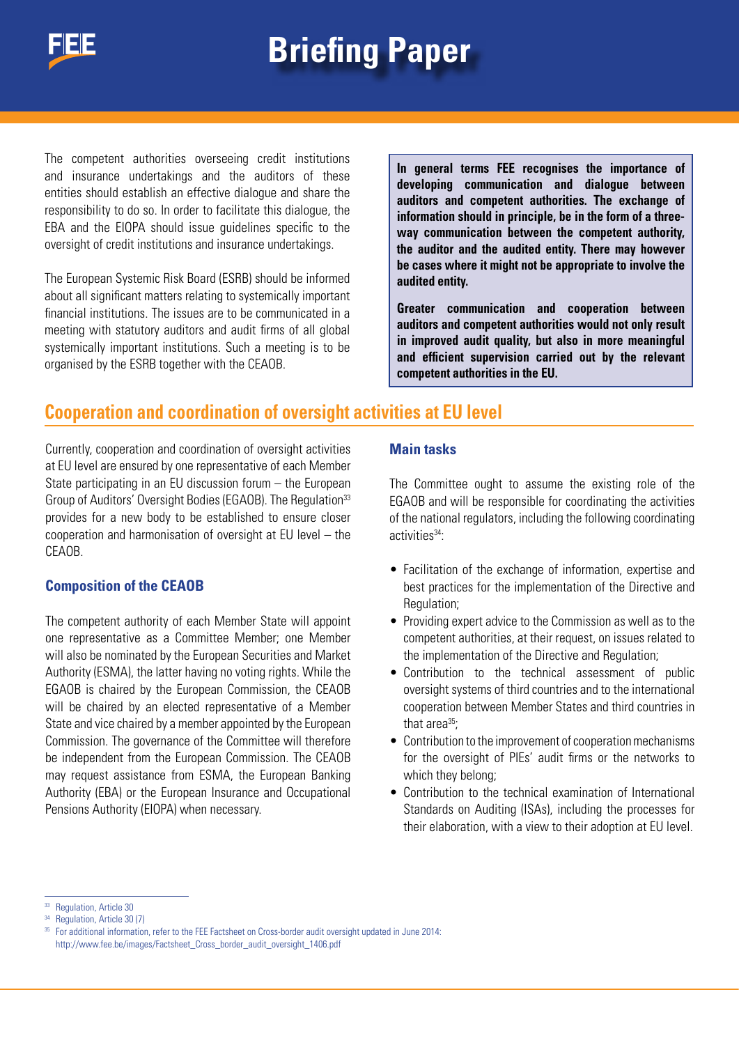The competent authorities overseeing credit institutions and insurance undertakings and the auditors of these entities should establish an effective dialogue and share the responsibility to do so. In order to facilitate this dialogue, the EBA and the EIOPA should issue guidelines specific to the oversight of credit institutions and insurance undertakings.

The European Systemic Risk Board (ESRB) should be informed about all significant matters relating to systemically important financial institutions. The issues are to be communicated in a meeting with statutory auditors and audit firms of all global systemically important institutions. Such a meeting is to be organised by the ESRB together with the CEAOB.

**In general terms FEE recognises the importance of developing communication and dialogue between auditors and competent authorities. The exchange of information should in principle, be in the form of a three-way communication between the competent authority, the auditor and the audited entity. There may however be cases where it might not be appropriate to involve the audited entity.**

**Greater communication and cooperation between auditors and competent authorities would not only result in improved audit quality, but also in more meaningful and efficient supervision carried out by the relevant competent authorities in the EU.**

## Cooperation and coordination of oversight activities at EU level

Currently, cooperation and coordination of oversight activities at EU level are ensured by one representative of each Member State participating in an EU discussion forum – the European Group of Auditors' Oversight Bodies (EGAOB). The Regulation[33] provides for a new body to be established to ensure closer cooperation and harmonisation of oversight at EU level – the CEAOB.

### Composition of the CEAOB

The competent authority of each Member State will appoint one representative as a Committee Member; one Member will also be nominated by the European Securities and Market Authority (ESMA), the latter having no voting rights. While the EGAOB is chaired by the European Commission, the CEAOB will be chaired by an elected representative of a Member State and vice chaired by a member appointed by the European Commission. The governance of the Committee will therefore be independent from the European Commission. The CEAOB may request assistance from ESMA, the European Banking Authority (EBA) or the European Insurance and Occupational Pensions Authority (EIOPA) when necessary.

### Main tasks

The Committee ought to assume the existing role of the EGAOB and will be responsible for coordinating the activities of the national regulators, including the following coordinating activities[34]:

- Facilitation of the exchange of information, expertise and best practices for the implementation of the Directive and Regulation;
- Providing expert advice to the Commission as well as to the competent authorities, at their request, on issues related to the implementation of the Directive and Regulation;
- Contribution to the technical assessment of public oversight systems of third countries and to the international cooperation between Member States and third countries in that area[35];
- Contribution to the improvement of cooperation mechanisms for the oversight of PIEs' audit firms or the networks to which they belong;
- Contribution to the technical examination of International Standards on Auditing (ISAs), including the processes for their elaboration, with a view to their adoption at EU level.

---

[33] Regulation, Article 30

[34] Regulation, Article 30 (7)

[35] For additional information, refer to the FEE Factsheet on Cross-border audit oversight updated in June 2014: http://www.fee.be/images/Factsheet_Cross_border_audit_oversight_1406.pdf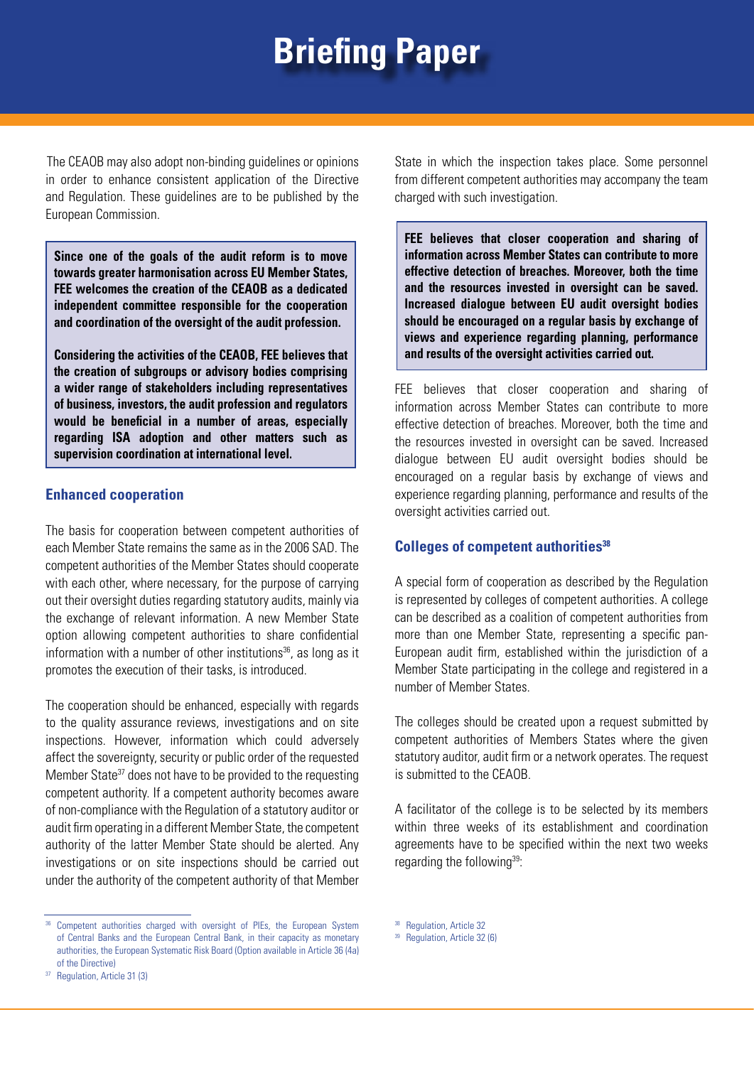The CEAOB may also adopt non-binding guidelines or opinions in order to enhance consistent application of the Directive and Regulation. These guidelines are to be published by the European Commission.

**Since one of the goals of the audit reform is to move towards greater harmonisation across EU Member States, FEE welcomes the creation of the CEAOB as a dedicated independent committee responsible for the cooperation and coordination of the oversight of the audit profession.**

**Considering the activities of the CEAOB, FEE believes that the creation of subgroups or advisory bodies comprising a wider range of stakeholders including representatives of business, investors, the audit profession and regulators would be beneficial in a number of areas, especially regarding ISA adoption and other matters such as supervision coordination at international level.**

### Enhanced cooperation

The basis for cooperation between competent authorities of each Member State remains the same as in the 2006 SAD. The competent authorities of the Member States should cooperate with each other, where necessary, for the purpose of carrying out their oversight duties regarding statutory audits, mainly via the exchange of relevant information. A new Member State option allowing competent authorities to share confidential information with a number of other institutions[36], as long as it promotes the execution of their tasks, is introduced.

The cooperation should be enhanced, especially with regards to the quality assurance reviews, investigations and on site inspections. However, information which could adversely affect the sovereignty, security or public order of the requested Member State[37] does not have to be provided to the requesting competent authority. If a competent authority becomes aware of non-compliance with the Regulation of a statutory auditor or audit firm operating in a different Member State, the competent authority of the latter Member State should be alerted. Any investigations or on site inspections should be carried out under the authority of the competent authority of that Member State in which the inspection takes place. Some personnel from different competent authorities may accompany the team charged with such investigation.

**FEE believes that closer cooperation and sharing of information across Member States can contribute to more effective detection of breaches. Moreover, both the time and the resources invested in oversight can be saved. Increased dialogue between EU audit oversight bodies should be encouraged on a regular basis by exchange of views and experience regarding planning, performance and results of the oversight activities carried out.**

FEE believes that closer cooperation and sharing of information across Member States can contribute to more effective detection of breaches. Moreover, both the time and the resources invested in oversight can be saved. Increased dialogue between EU audit oversight bodies should be encouraged on a regular basis by exchange of views and experience regarding planning, performance and results of the oversight activities carried out.

### Colleges of competent authorities[38]

A special form of cooperation as described by the Regulation is represented by colleges of competent authorities. A college can be described as a coalition of competent authorities from more than one Member State, representing a specific pan-European audit firm, established within the jurisdiction of a Member State participating in the college and registered in a number of Member States.

The colleges should be created upon a request submitted by competent authorities of Members States where the given statutory auditor, audit firm or a network operates. The request is submitted to the CEAOB.

A facilitator of the college is to be selected by its members within three weeks of its establishment and coordination agreements have to be specified within the next two weeks regarding the following[39]:

---

[36] Competent authorities charged with oversight of PIEs, the European System of Central Banks and the European Central Bank, in their capacity as monetary authorities, the European Systematic Risk Board (Option available in Article 36 (4a) of the Directive)

[37] Regulation, Article 31 (3)

[38] Regulation, Article 32

[39] Regulation, Article 32 (6)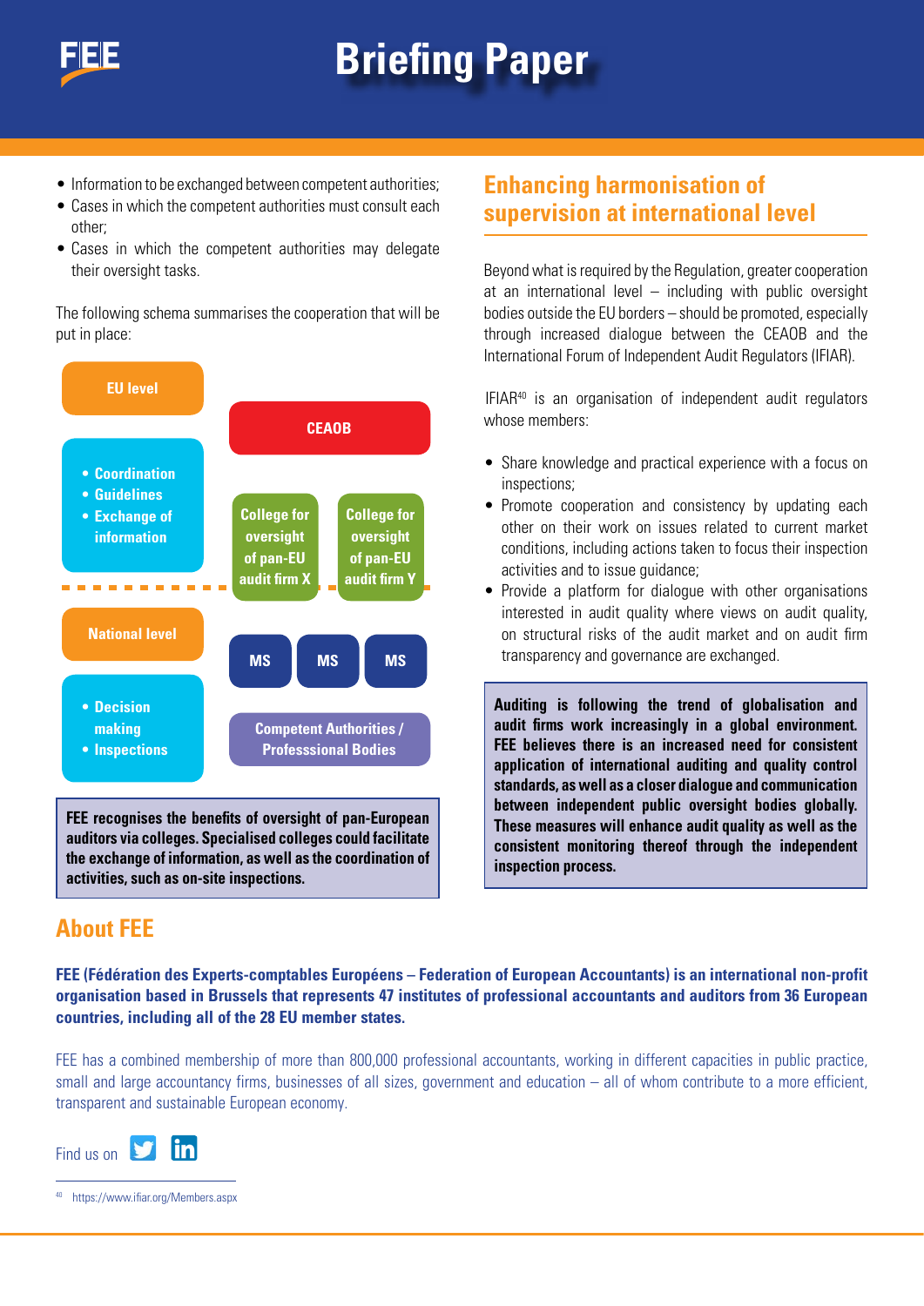- Information to be exchanged between competent authorities;
- Cases in which the competent authorities must consult each other;
- Cases in which the competent authorities may delegate their oversight tasks.

The following schema summarises the cooperation that will be put in place:

EU level

- Coordination
- Guidelines
- Exchange of information

CEAOB

College for oversight of pan-EU audit firm X

College for oversight of pan-EU audit firm Y

National level

- Decision making
- Inspections

MS

MS

MS

Competent Authorities / Professsional Bodies

**FEE recognises the benefits of oversight of pan-European auditors via colleges. Specialised colleges could facilitate the exchange of information, as well as the coordination of activities, such as on-site inspections.**

## Enhancing harmonisation of supervision at international level

Beyond what is required by the Regulation, greater cooperation at an international level – including with public oversight bodies outside the EU borders – should be promoted, especially through increased dialogue between the CEAOB and the International Forum of Independent Audit Regulators (IFIAR).

IFIAR[40] is an organisation of independent audit regulators whose members:

- Share knowledge and practical experience with a focus on inspections;
- Promote cooperation and consistency by updating each other on their work on issues related to current market conditions, including actions taken to focus their inspection activities and to issue guidance;
- Provide a platform for dialogue with other organisations interested in audit quality where views on audit quality, on structural risks of the audit market and on audit firm transparency and governance are exchanged.

**Auditing is following the trend of globalisation and audit firms work increasingly in a global environment. FEE believes there is an increased need for consistent application of international auditing and quality control standards, as well as a closer dialogue and communication between independent public oversight bodies globally. These measures will enhance audit quality as well as the consistent monitoring thereof through the independent inspection process.**

## About FEE

**FEE (Fédération des Experts-comptables Européens – Federation of European Accountants) is an international non-profit organisation based in Brussels that represents 47 institutes of professional accountants and auditors from 36 European countries, including all of the 28 EU member states.**

FEE has a combined membership of more than 800,000 professional accountants, working in different capacities in public practice, small and large accountancy firms, businesses of all sizes, government and education – all of whom contribute to a more efficient, transparent and sustainable European economy.

Find us on

[40] https://www.ifiar.org/Members.aspx